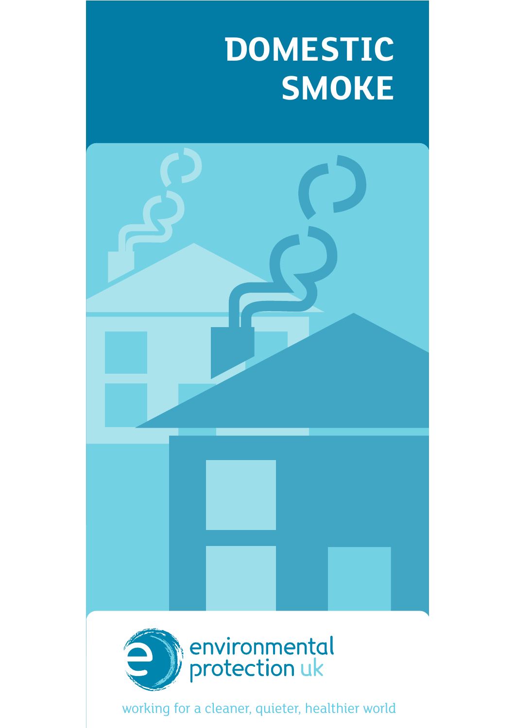# DOMESTIC SMOKE

environmental protection uk

working for a cleaner, quieter, healthier world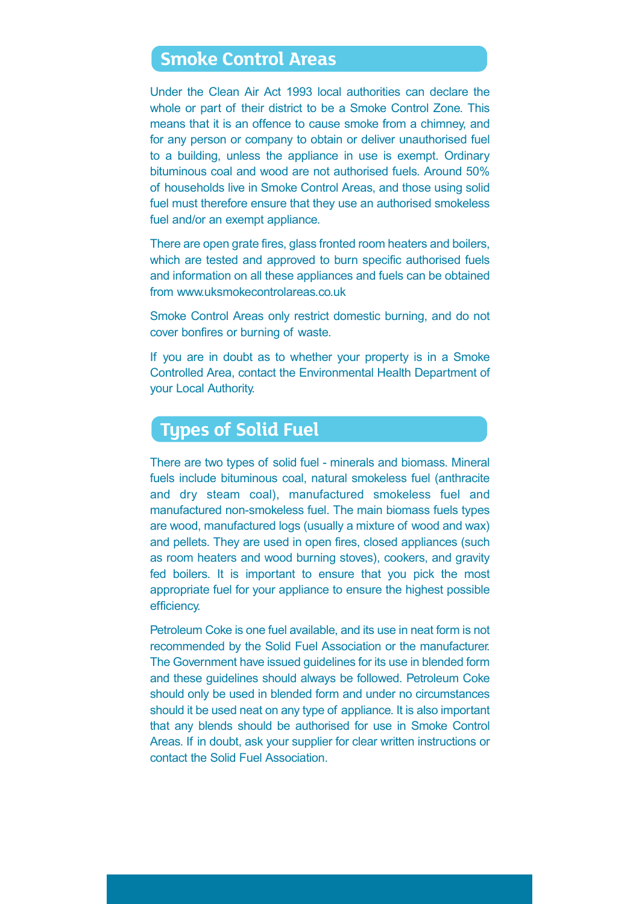## Smoke Control Areas

Under the Clean Air Act 1993 local authorities can declare the whole or part of their district to be a Smoke Control Zone. This means that it is an offence to cause smoke from a chimney, and for any person or company to obtain or deliver unauthorised fuel to a building, unless the appliance in use is exempt. Ordinary bituminous coal and wood are not authorised fuels. Around 50% of households live in Smoke Control Areas, and those using solid fuel must therefore ensure that they use an authorised smokeless fuel and/or an exempt appliance.

There are open grate fires, glass fronted room heaters and boilers, which are tested and approved to burn specific authorised fuels and information on all these appliances and fuels can be obtained from www.uksmokecontrolareas.co.uk

Smoke Control Areas only restrict domestic burning, and do not cover bonfires or burning of waste.

If you are in doubt as to whether your property is in a Smoke Controlled Area, contact the Environmental Health Department of your Local Authority.

## Types of Solid Fuel

There are two types of solid fuel - minerals and biomass. Mineral fuels include bituminous coal, natural smokeless fuel (anthracite and dry steam coal), manufactured smokeless fuel and manufactured non-smokeless fuel. The main biomass fuels types are wood, manufactured logs (usually a mixture of wood and wax) and pellets. They are used in open fires, closed appliances (such as room heaters and wood burning stoves), cookers, and gravity fed boilers. It is important to ensure that you pick the most appropriate fuel for your appliance to ensure the highest possible efficiency.

Petroleum Coke is one fuel available, and its use in neat form is not recommended by the Solid Fuel Association or the manufacturer. The Government have issued guidelines for its use in blended form and these guidelines should always be followed. Petroleum Coke should only be used in blended form and under no circumstances should it be used neat on any type of appliance. It is also important that any blends should be authorised for use in Smoke Control Areas. If in doubt, ask your supplier for clear written instructions or contact the Solid Fuel Association.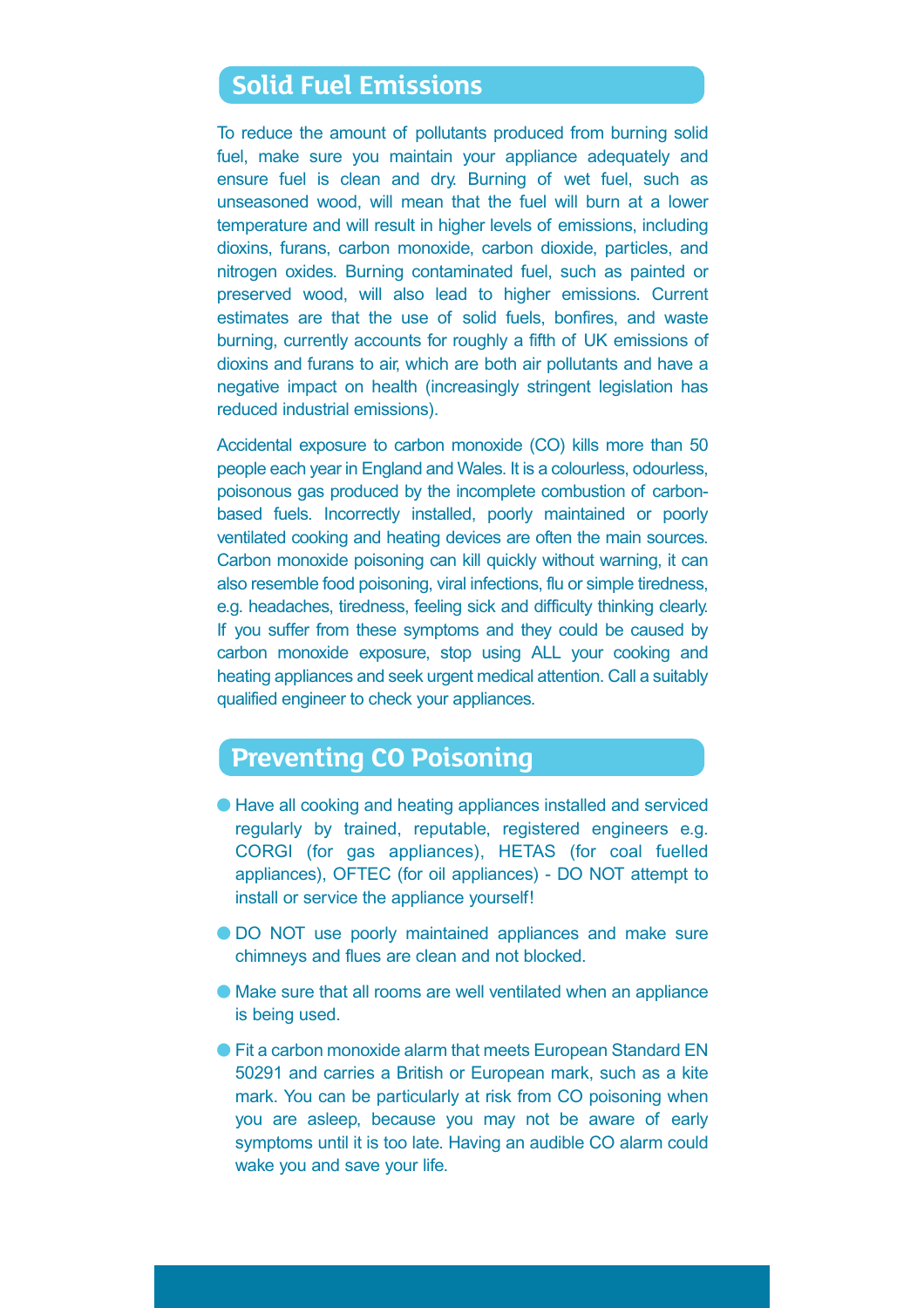## Solid Fuel Emissions

To reduce the amount of pollutants produced from burning solid fuel, make sure you maintain your appliance adequately and ensure fuel is clean and dry. Burning of wet fuel, such as unseasoned wood, will mean that the fuel will burn at a lower temperature and will result in higher levels of emissions, including dioxins, furans, carbon monoxide, carbon dioxide, particles, and nitrogen oxides. Burning contaminated fuel, such as painted or preserved wood, will also lead to higher emissions. Current estimates are that the use of solid fuels, bonfires, and waste burning, currently accounts for roughly a fifth of UK emissions of dioxins and furans to air, which are both air pollutants and have a negative impact on health (increasingly stringent legislation has reduced industrial emissions).

Accidental exposure to carbon monoxide (CO) kills more than 50 people each year in England and Wales. It is a colourless, odourless, poisonous gas produced by the incomplete combustion of carbon-based fuels. Incorrectly installed, poorly maintained or poorly ventilated cooking and heating devices are often the main sources. Carbon monoxide poisoning can kill quickly without warning, it can also resemble food poisoning, viral infections, flu or simple tiredness, e.g. headaches, tiredness, feeling sick and difficulty thinking clearly. If you suffer from these symptoms and they could be caused by carbon monoxide exposure, stop using ALL your cooking and heating appliances and seek urgent medical attention. Call a suitably qualified engineer to check your appliances.

## Preventing CO Poisoning

- Have all cooking and heating appliances installed and serviced regularly by trained, reputable, registered engineers e.g. CORGI (for gas appliances), HETAS (for coal fuelled appliances), OFTEC (for oil appliances) - DO NOT attempt to install or service the appliance yourself!
- DO NOT use poorly maintained appliances and make sure chimneys and flues are clean and not blocked.
- Make sure that all rooms are well ventilated when an appliance is being used.
- Fit a carbon monoxide alarm that meets European Standard EN 50291 and carries a British or European mark, such as a kite mark. You can be particularly at risk from CO poisoning when you are asleep, because you may not be aware of early symptoms until it is too late. Having an audible CO alarm could wake you and save your life.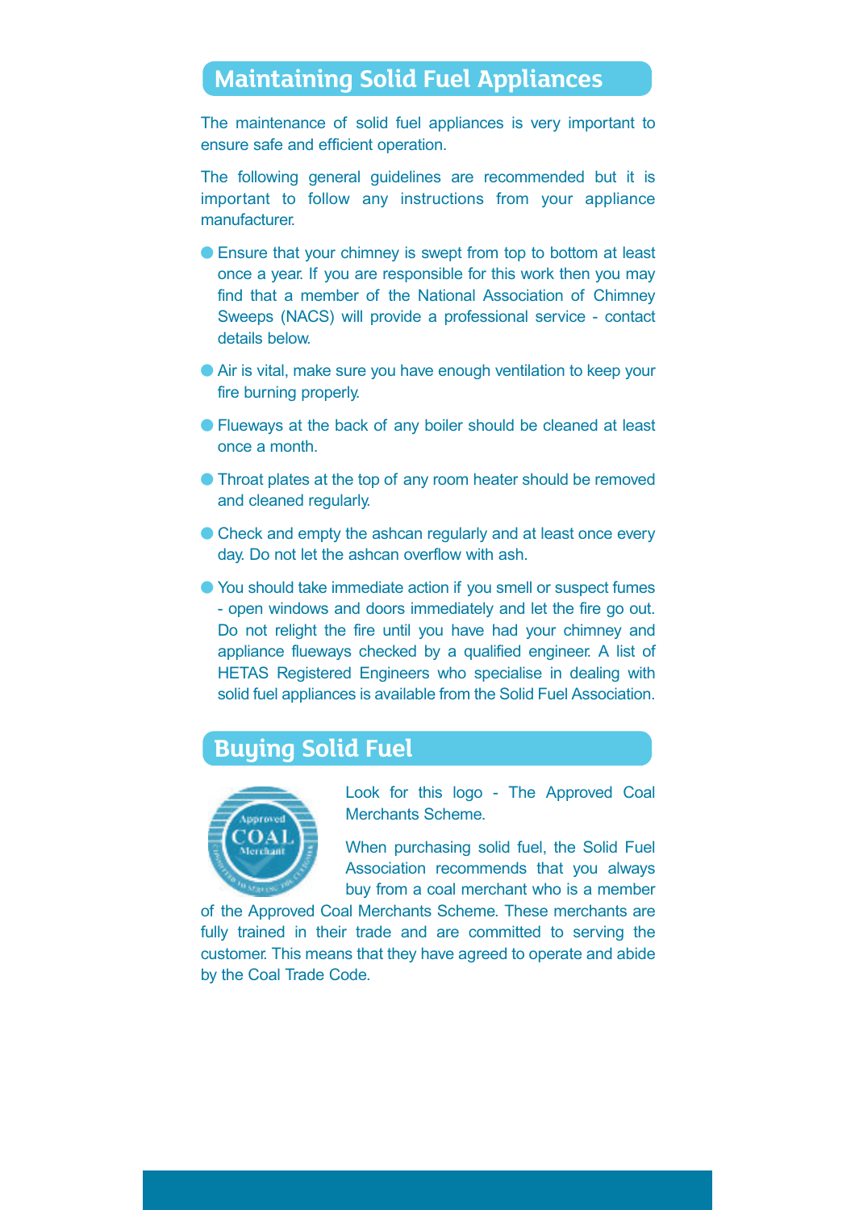## Maintaining Solid Fuel Appliances

The maintenance of solid fuel appliances is very important to ensure safe and efficient operation.

The following general guidelines are recommended but it is important to follow any instructions from your appliance manufacturer.

- Ensure that your chimney is swept from top to bottom at least once a year. If you are responsible for this work then you may find that a member of the National Association of Chimney Sweeps (NACS) will provide a professional service - contact details below.
- Air is vital, make sure you have enough ventilation to keep your fire burning properly.
- Flueways at the back of any boiler should be cleaned at least once a month.
- Throat plates at the top of any room heater should be removed and cleaned regularly.
- Check and empty the ashcan regularly and at least once every day. Do not let the ashcan overflow with ash.
- You should take immediate action if you smell or suspect fumes - open windows and doors immediately and let the fire go out. Do not relight the fire until you have had your chimney and appliance flueways checked by a qualified engineer. A list of HETAS Registered Engineers who specialise in dealing with solid fuel appliances is available from the Solid Fuel Association.

## Buying Solid Fuel

Look for this logo - The Approved Coal Merchants Scheme.

When purchasing solid fuel, the Solid Fuel Association recommends that you always buy from a coal merchant who is a member of the Approved Coal Merchants Scheme. These merchants are fully trained in their trade and are committed to serving the customer. This means that they have agreed to operate and abide by the Coal Trade Code.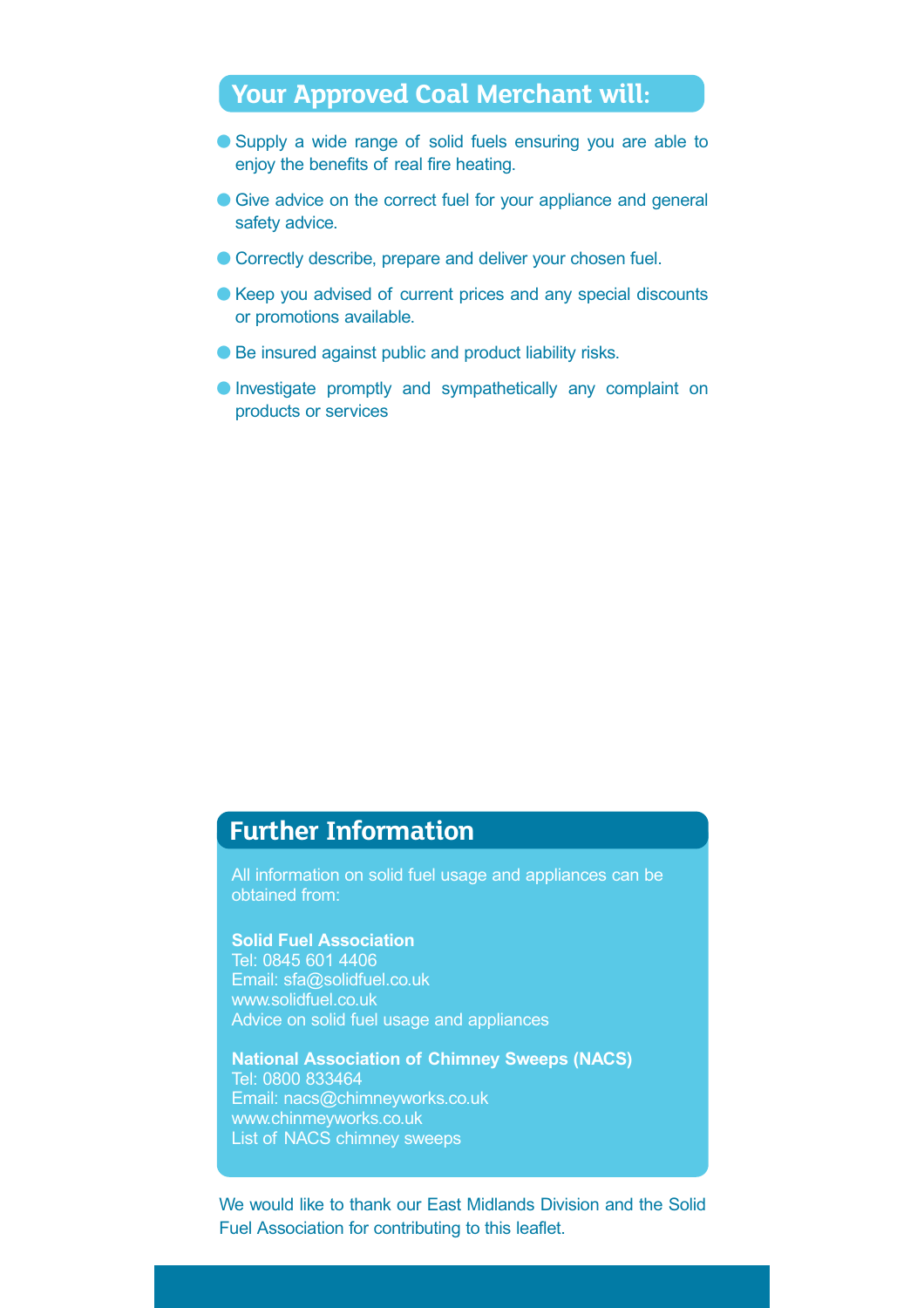## Your Approved Coal Merchant will:

- Supply a wide range of solid fuels ensuring you are able to enjoy the benefits of real fire heating.
- Give advice on the correct fuel for your appliance and general safety advice.
- Correctly describe, prepare and deliver your chosen fuel.
- Keep you advised of current prices and any special discounts or promotions available.
- Be insured against public and product liability risks.
- Investigate promptly and sympathetically any complaint on products or services

## Further Information

All information on solid fuel usage and appliances can be obtained from:

**Solid Fuel Association**
Tel: 0845 601 4406
Email: sfa@solidfuel.co.uk
www.solidfuel.co.uk
Advice on solid fuel usage and appliances

**National Association of Chimney Sweeps (NACS)**
Tel: 0800 833464
Email: nacs@chimneyworks.co.uk
www.chinmeyworks.co.uk
List of NACS chimney sweeps

We would like to thank our East Midlands Division and the Solid Fuel Association for contributing to this leaflet.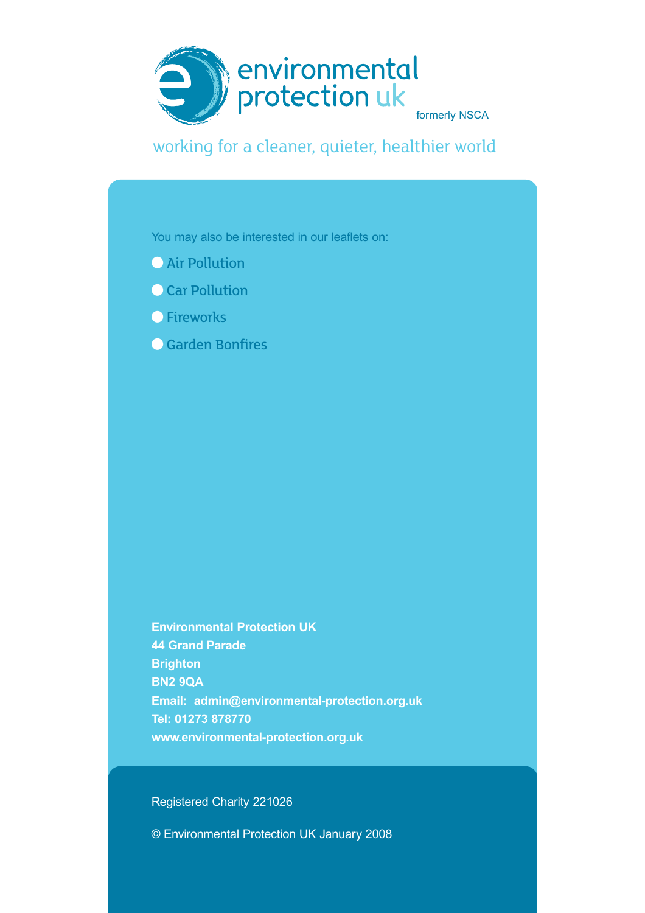# environmental protection uk

formerly NSCA

working for a cleaner, quieter, healthier world

You may also be interested in our leaflets on:

- Air Pollution
- Car Pollution
- Fireworks
- Garden Bonfires

**Environmental Protection UK**
**44 Grand Parade**
**Brighton**
**BN2 9QA**
**Email: admin@environmental-protection.org.uk**
**Tel: 01273 878770**
**www.environmental-protection.org.uk**

Registered Charity 221026

© Environmental Protection UK January 2008